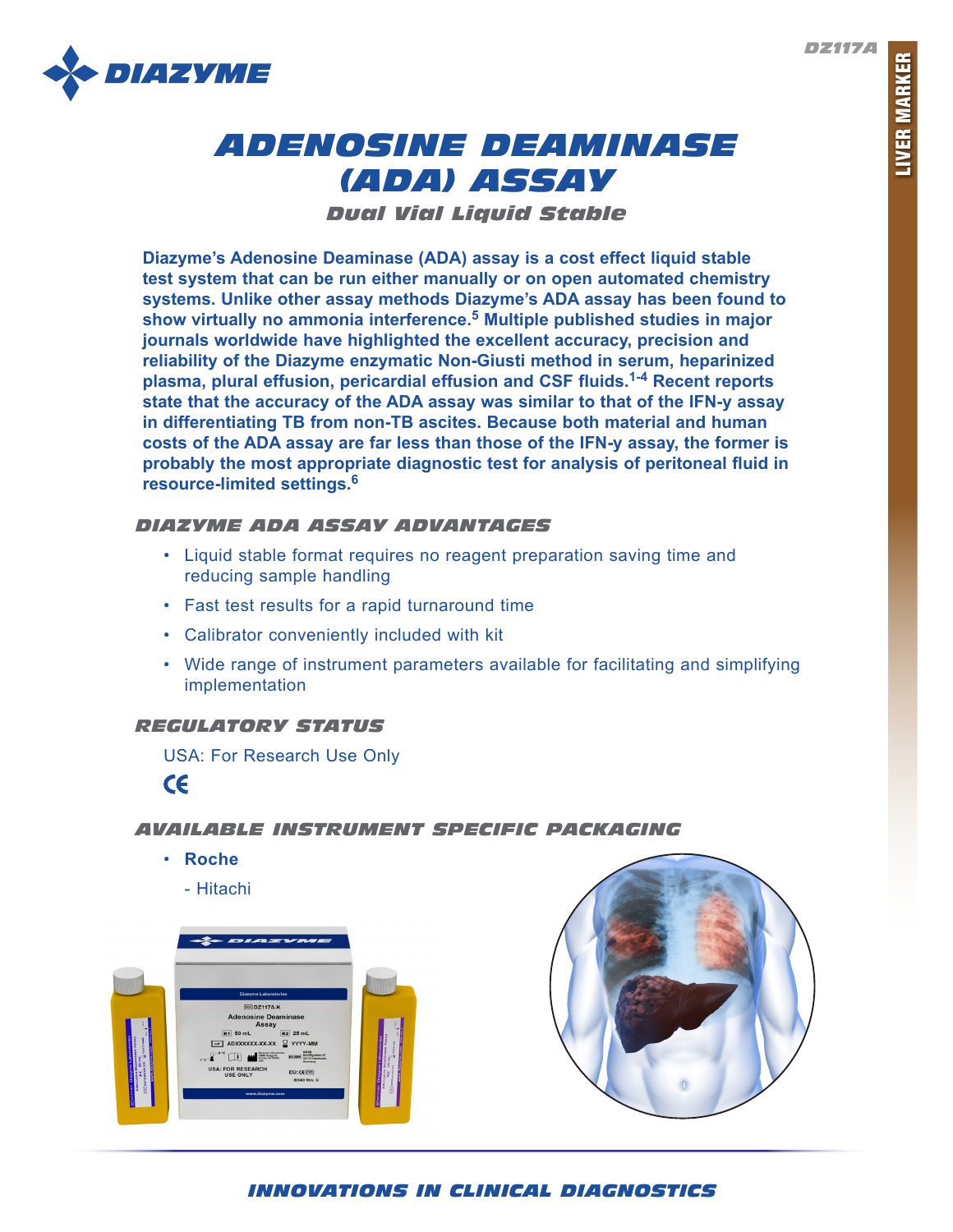# ADENOSINE DEAMINASE (ADA) ASSAY

## Dual Vial Liquid Stable

**Diazyme's Adenosine Deaminase (ADA) assay is a cost effect liquid stable test system that can be run either manually or on open automated chemistry systems. Unlike other assay methods Diazyme's ADA assay has been found to show virtually no ammonia interference.[5] Multiple published studies in major journals worldwide have highlighted the excellent accuracy, precision and reliability of the Diazyme enzymatic Non-Giusti method in serum, heparinized plasma, plural effusion, pericardial effusion and CSF fluids.[1-4] Recent reports state that the accuracy of the ADA assay was similar to that of the IFN-y assay in differentiating TB from non-TB ascites. Because both material and human costs of the ADA assay are far less than those of the IFN-y assay, the former is probably the most appropriate diagnostic test for analysis of peritoneal fluid in resource-limited settings.[6]**

### DIAZYME ADA ASSAY ADVANTAGES

- Liquid stable format requires no reagent preparation saving time and reducing sample handling
- Fast test results for a rapid turnaround time
- Calibrator conveniently included with kit
- Wide range of instrument parameters available for facilitating and simplifying implementation

### REGULATORY STATUS

USA: For Research Use Only

CE

### AVAILABLE INSTRUMENT SPECIFIC PACKAGING

- **Roche**
  - Hitachi

INNOVATIONS IN CLINICAL DIAGNOSTICS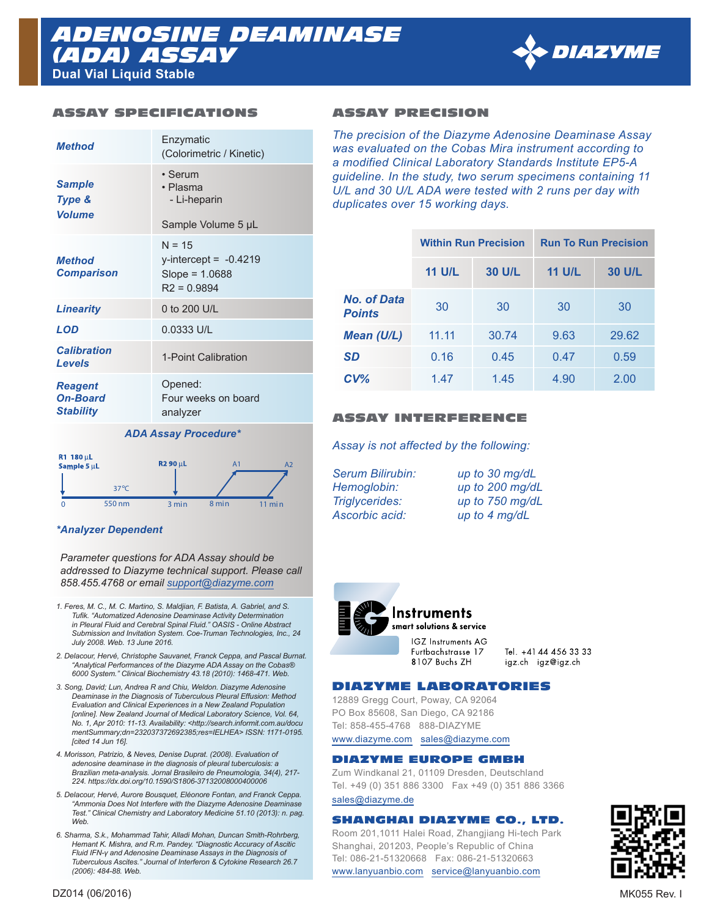# ADENOSINE DEAMINASE (ADA) ASSAY

**Dual Vial Liquid Stable**

DIAZYME

## ASSAY SPECIFICATIONS

| | |
|---|---|
| ***Method*** | Enzymatic (Colorimetric / Kinetic) |
| ***Sample Type & Volume*** | • Serum<br>• Plasma<br>- Li-heparin<br><br>Sample Volume 5 µL |
| ***Method Comparison*** | N = 15<br>y-intercept = -0.4219<br>Slope = 1.0688<br>R2 = 0.9894 |
| ***Linearity*** | 0 to 200 U/L |
| ***LOD*** | 0.0333 U/L |
| ***Calibration Levels*** | 1-Point Calibration |
| ***Reagent On-Board Stability*** | Opened:<br>Four weeks on board analyzer |

***ADA Assay Procedure****

R1 180 µL
Sample 5 µL
37°C
R2 90 µL
A1
A2
0
550 nm
3 min
8 min
11 min

***Analyzer Dependent**

*Parameter questions for ADA Assay should be addressed to Diazyme technical support. Please call 858.455.4768 or email support@diazyme.com*

1. Feres, M. C., M. C. Martino, S. Maldjian, F. Batista, A. Gabriel, and S. Tufik. "Automatized Adenosine Deaminase Activity Determination in Pleural Fluid and Cerebral Spinal Fluid." OASIS - Online Abstract Submission and Invitation System. Coe-Truman Technologies, Inc., 24 July 2008. Web. 13 June 2016.
2. Delacour, Hervé, Christophe Sauvanet, Franck Ceppa, and Pascal Burnat. "Analytical Performances of the Diazyme ADA Assay on the Cobas® 6000 System." Clinical Biochemistry 43.18 (2010): 1468-471. Web.
3. Song, David; Lun, Andrea R and Chiu, Weldon. Diazyme Adenosine Deaminase in the Diagnosis of Tuberculous Pleural Effusion: Method Evaluation and Clinical Experiences in a New Zealand Population [online]. New Zealand Journal of Medical Laboratory Science, Vol. 64, No. 1, Apr 2010: 11-13. Availability: <http://search.informit.com.au/documentSummary;dn=232037372692385;res=IELHEA> ISSN: 1171-0195. [cited 14 Jun 16].
4. Morisson, Patrizio, & Neves, Denise Duprat. (2008). Evaluation of adenosine deaminase in the diagnosis of pleural tuberculosis: a Brazilian meta-analysis. Jornal Brasileiro de Pneumologia, 34(4), 217-224. https://dx.doi.org/10.1590/S1806-37132008000400006
5. Delacour, Hervé, Aurore Bousquet, Eléonore Fontan, and Franck Ceppa. "Ammonia Does Not Interfere with the Diazyme Adenosine Deaminase Test." Clinical Chemistry and Laboratory Medicine 51.10 (2013): n. pag. Web.
6. Sharma, S.k., Mohammad Tahir, Alladi Mohan, Duncan Smith-Rohrberg, Hemant K. Mishra, and R.m. Pandey. "Diagnostic Accuracy of Ascitic Fluid IFN-γ and Adenosine Deaminase Assays in the Diagnosis of Tuberculous Ascites." Journal of Interferon & Cytokine Research 26.7 (2006): 484-88. Web.

## ASSAY PRECISION

*The precision of the Diazyme Adenosine Deaminase Assay was evaluated on the Cobas Mira instrument according to a modified Clinical Laboratory Standards Institute EP5-A guideline. In the study, two serum specimens containing 11 U/L and 30 U/L ADA were tested with 2 runs per day with duplicates over 15 working days.*

| | Within Run Precision | | Run To Run Precision | |
|---|---|---|---|---|
| | **11 U/L** | **30 U/L** | **11 U/L** | **30 U/L** |
| ***No. of Data Points*** | 30 | 30 | 30 | 30 |
| ***Mean (U/L)*** | 11.11 | 30.74 | 9.63 | 29.62 |
| ***SD*** | 0.16 | 0.45 | 0.47 | 0.59 |
| ***CV%*** | 1.47 | 1.45 | 4.90 | 2.00 |

## ASSAY INTERFERENCE

*Assay is not affected by the following:*

| | |
|---|---|
| *Serum Bilirubin:* | *up to 30 mg/dL* |
| *Hemoglobin:* | *up to 200 mg/dL* |
| *Triglycerides:* | *up to 750 mg/dL* |
| *Ascorbic acid:* | *up to 4 mg/dL* |

IG Instruments
smart solutions & service

IGZ Instruments AG
Furtbachstrasse 17
8107 Buchs ZH

Tel. +41 44 456 33 33
igz.ch igz@igz.ch

## DIAZYME LABORATORIES

12889 Gregg Court, Poway, CA 92064
PO Box 85608, San Diego, CA 92186
Tel: 858-455-4768 888-DIAZYME
www.diazyme.com sales@diazyme.com

## DIAZYME EUROPE GMBH

Zum Windkanal 21, 01109 Dresden, Deutschland
Tel. +49 (0) 351 886 3300 Fax +49 (0) 351 886 3366
sales@diazyme.de

## SHANGHAI DIAZYME CO., LTD.

Room 201,1011 Halei Road, Zhangjiang Hi-tech Park
Shanghai, 201203, People's Republic of China
Tel: 086-21-51320668 Fax: 086-21-51320663
www.lanyuanbio.com service@lanyuanbio.com

DZ014 (06/2016)

MK055 Rev. I